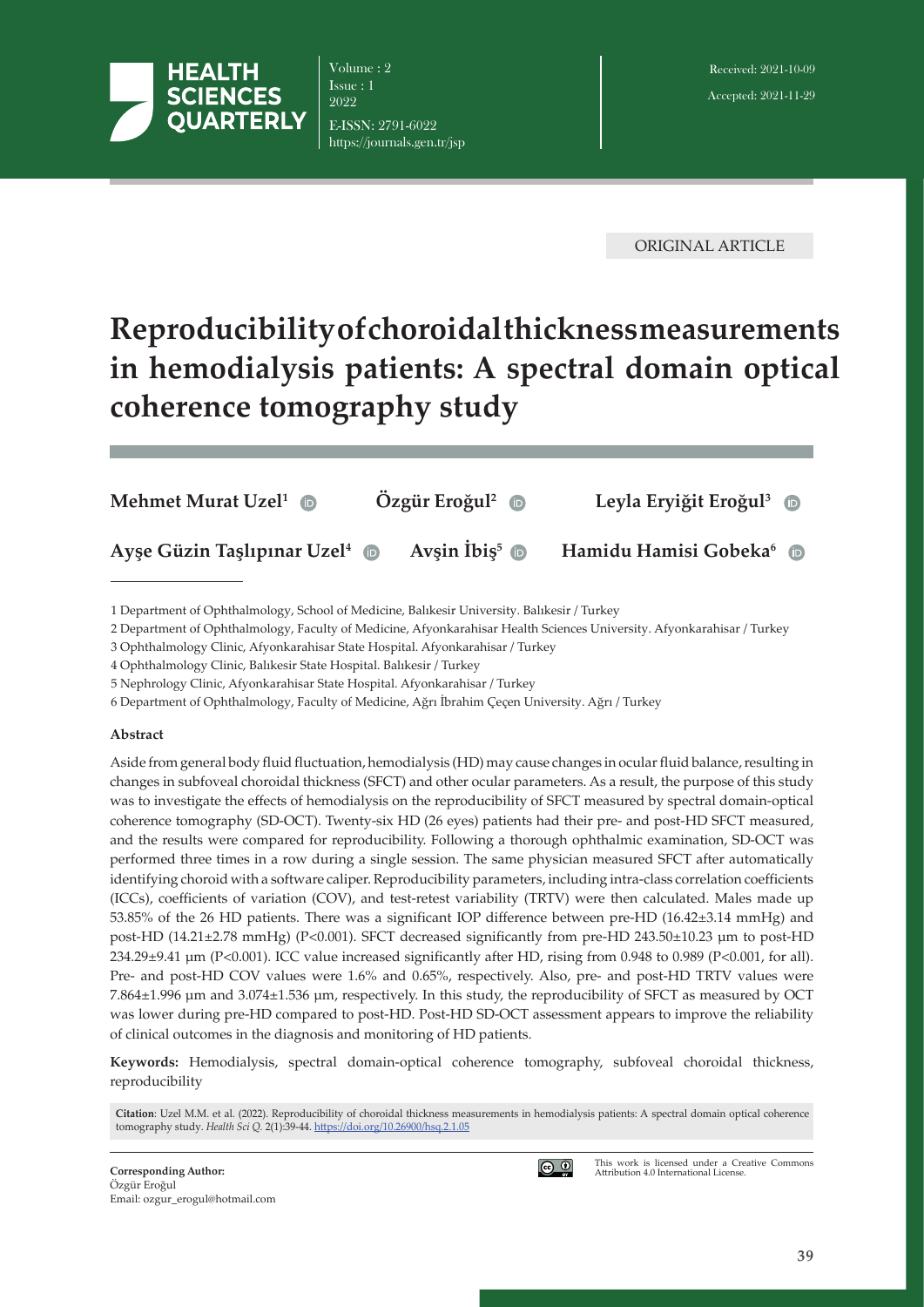ORIGINAL ARTICLE

# Reproducibility of choroidal thickness measurements in hemodialysis patients: A spectral domain optical coherence tomography study

**Mehmet Murat Uzel**[1] **Özgür Eroğul**[2] **Leyla Eryiğit Eroğul**[3]

**Ayşe Güzin Taşlıpınar Uzel**[4] **Avşin İbiş**[5] **Hamidu Hamisi Gobeka**[6]

1 Department of Ophthalmology, School of Medicine, Balıkesir University. Balıkesir / Turkey

2 Department of Ophthalmology, Faculty of Medicine, Afyonkarahisar Health Sciences University. Afyonkarahisar / Turkey

3 Ophthalmology Clinic, Afyonkarahisar State Hospital. Afyonkarahisar / Turkey

4 Ophthalmology Clinic, Balıkesir State Hospital. Balıkesir / Turkey

5 Nephrology Clinic, Afyonkarahisar State Hospital. Afyonkarahisar / Turkey

6 Department of Ophthalmology, Faculty of Medicine, Ağrı İbrahim Çeçen University. Ağrı / Turkey

**Abstract**

Aside from general body fluid fluctuation, hemodialysis (HD) may cause changes in ocular fluid balance, resulting in changes in subfoveal choroidal thickness (SFCT) and other ocular parameters. As a result, the purpose of this study was to investigate the effects of hemodialysis on the reproducibility of SFCT measured by spectral domain-optical coherence tomography (SD-OCT). Twenty-six HD (26 eyes) patients had their pre- and post-HD SFCT measured, and the results were compared for reproducibility. Following a thorough ophthalmic examination, SD-OCT was performed three times in a row during a single session. The same physician measured SFCT after automatically identifying choroid with a software caliper. Reproducibility parameters, including intra-class correlation coefficients (ICCs), coefficients of variation (COV), and test-retest variability (TRTV) were then calculated. Males made up 53.85% of the 26 HD patients. There was a significant IOP difference between pre-HD (16.42±3.14 mmHg) and post-HD (14.21±2.78 mmHg) (P<0.001). SFCT decreased significantly from pre-HD 243.50±10.23 µm to post-HD 234.29±9.41 µm (P<0.001). ICC value increased significantly after HD, rising from 0.948 to 0.989 (P<0.001, for all). Pre- and post-HD COV values were 1.6% and 0.65%, respectively. Also, pre- and post-HD TRTV values were 7.864±1.996 µm and 3.074±1.536 µm, respectively. In this study, the reproducibility of SFCT as measured by OCT was lower during pre-HD compared to post-HD. Post-HD SD-OCT assessment appears to improve the reliability of clinical outcomes in the diagnosis and monitoring of HD patients.

**Keywords:** Hemodialysis, spectral domain-optical coherence tomography, subfoveal choroidal thickness, reproducibility

**Citation**: Uzel M.M. et al. (2022). Reproducibility of choroidal thickness measurements in hemodialysis patients: A spectral domain optical coherence tomography study. *Health Sci Q.* 2(1):39-44. https://doi.org/10.26900/hsq.2.1.05

**Corresponding Author:**
Özgür Eroğul
Email: ozgur_erogul@hotmail.com

This work is licensed under a Creative Commons Attribution 4.0 International License.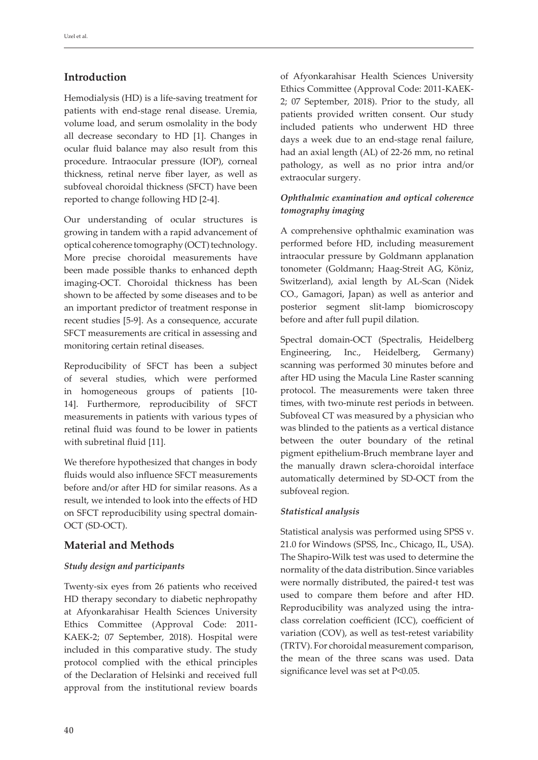## Introduction

Hemodialysis (HD) is a life-saving treatment for patients with end-stage renal disease. Uremia, volume load, and serum osmolality in the body all decrease secondary to HD [1]. Changes in ocular fluid balance may also result from this procedure. Intraocular pressure (IOP), corneal thickness, retinal nerve fiber layer, as well as subfoveal choroidal thickness (SFCT) have been reported to change following HD [2-4].

Our understanding of ocular structures is growing in tandem with a rapid advancement of optical coherence tomography (OCT) technology. More precise choroidal measurements have been made possible thanks to enhanced depth imaging-OCT. Choroidal thickness has been shown to be affected by some diseases and to be an important predictor of treatment response in recent studies [5-9]. As a consequence, accurate SFCT measurements are critical in assessing and monitoring certain retinal diseases.

Reproducibility of SFCT has been a subject of several studies, which were performed in homogeneous groups of patients [10-14]. Furthermore, reproducibility of SFCT measurements in patients with various types of retinal fluid was found to be lower in patients with subretinal fluid [11].

We therefore hypothesized that changes in body fluids would also influence SFCT measurements before and/or after HD for similar reasons. As a result, we intended to look into the effects of HD on SFCT reproducibility using spectral domain-OCT (SD-OCT).

## Material and Methods

### *Study design and participants*

Twenty-six eyes from 26 patients who received HD therapy secondary to diabetic nephropathy at Afyonkarahisar Health Sciences University Ethics Committee (Approval Code: 2011-KAEK-2; 07 September, 2018). Hospital were included in this comparative study. The study protocol complied with the ethical principles of the Declaration of Helsinki and received full approval from the institutional review boards of Afyonkarahisar Health Sciences University Ethics Committee (Approval Code: 2011-KAEK-2; 07 September, 2018). Prior to the study, all patients provided written consent. Our study included patients who underwent HD three days a week due to an end-stage renal failure, had an axial length (AL) of 22-26 mm, no retinal pathology, as well as no prior intra and/or extraocular surgery.

### *Ophthalmic examination and optical coherence tomography imaging*

A comprehensive ophthalmic examination was performed before HD, including measurement intraocular pressure by Goldmann applanation tonometer (Goldmann; Haag-Streit AG, Köniz, Switzerland), axial length by AL-Scan (Nidek CO., Gamagori, Japan) as well as anterior and posterior segment slit-lamp biomicroscopy before and after full pupil dilation.

Spectral domain-OCT (Spectralis, Heidelberg Engineering, Inc., Heidelberg, Germany) scanning was performed 30 minutes before and after HD using the Macula Line Raster scanning protocol. The measurements were taken three times, with two-minute rest periods in between. Subfoveal CT was measured by a physician who was blinded to the patients as a vertical distance between the outer boundary of the retinal pigment epithelium-Bruch membrane layer and the manually drawn sclera-choroidal interface automatically determined by SD-OCT from the subfoveal region.

### *Statistical analysis*

Statistical analysis was performed using SPSS v. 21.0 for Windows (SPSS, Inc., Chicago, IL, USA). The Shapiro-Wilk test was used to determine the normality of the data distribution. Since variables were normally distributed, the paired-t test was used to compare them before and after HD. Reproducibility was analyzed using the intra-class correlation coefficient (ICC), coefficient of variation (COV), as well as test-retest variability (TRTV). For choroidal measurement comparison, the mean of the three scans was used. Data significance level was set at $P<0.05$.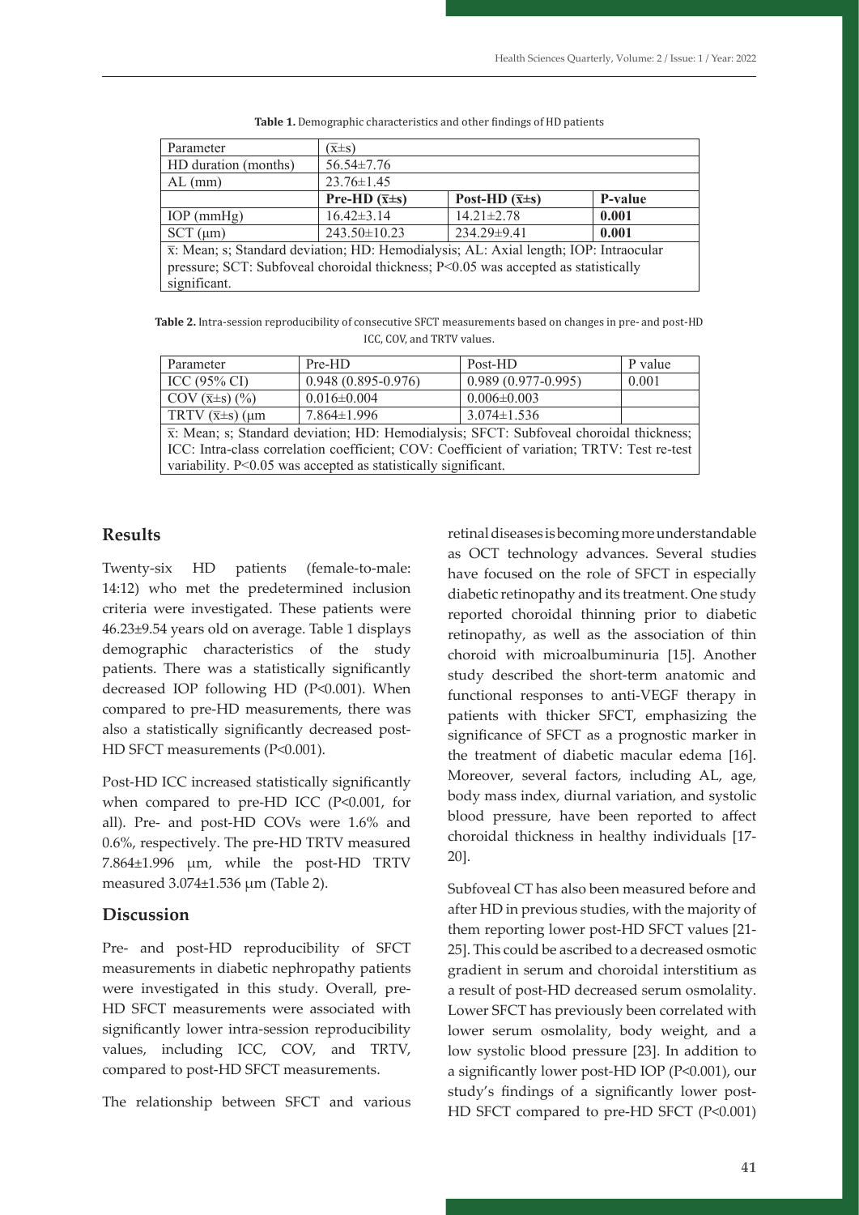**Table 1.** Demographic characteristics and other findings of HD patients

| Parameter | ($\bar{x}$±s) | | |
|---|---|---|---|
| HD duration (months) | 56.54±7.76 | | |
| AL (mm) | 23.76±1.45 | | |
| | **Pre-HD ($\bar{x}$±s)** | **Post-HD ($\bar{x}$±s)** | **P-value** |
| IOP (mmHg) | 16.42±3.14 | 14.21±2.78 | **0.001** |
| SCT (μm) | 243.50±10.23 | 234.29±9.41 | **0.001** |

$\bar{x}$: Mean; s; Standard deviation; HD: Hemodialysis; AL: Axial length; IOP: Intraocular pressure; SCT: Subfoveal choroidal thickness; P<0.05 was accepted as statistically significant.

**Table 2.** Intra-session reproducibility of consecutive SFCT measurements based on changes in pre- and post-HD ICC, COV, and TRTV values.

| Parameter | Pre-HD | Post-HD | P value |
|---|---|---|---|
| ICC (95% CI) | 0.948 (0.895-0.976) | 0.989 (0.977-0.995) | 0.001 |
| COV ($\bar{x}$±s) (%) | 0.016±0.004 | 0.006±0.003 | |
| TRTV ($\bar{x}$±s) (μm | 7.864±1.996 | 3.074±1.536 | |

$\bar{x}$: Mean; s; Standard deviation; HD: Hemodialysis; SFCT: Subfoveal choroidal thickness; ICC: Intra-class correlation coefficient; COV: Coefficient of variation; TRTV: Test re-test variability. P<0.05 was accepted as statistically significant.

## Results

Twenty-six HD patients (female-to-male: 14:12) who met the predetermined inclusion criteria were investigated. These patients were 46.23±9.54 years old on average. Table 1 displays demographic characteristics of the study patients. There was a statistically significantly decreased IOP following HD (P<0.001). When compared to pre-HD measurements, there was also a statistically significantly decreased post-HD SFCT measurements (P<0.001).

Post-HD ICC increased statistically significantly when compared to pre-HD ICC (P<0.001, for all). Pre- and post-HD COVs were 1.6% and 0.6%, respectively. The pre-HD TRTV measured 7.864±1.996 μm, while the post-HD TRTV measured 3.074±1.536 μm (Table 2).

## Discussion

Pre- and post-HD reproducibility of SFCT measurements in diabetic nephropathy patients were investigated in this study. Overall, pre-HD SFCT measurements were associated with significantly lower intra-session reproducibility values, including ICC, COV, and TRTV, compared to post-HD SFCT measurements.

The relationship between SFCT and various retinal diseases is becoming more understandable as OCT technology advances. Several studies have focused on the role of SFCT in especially diabetic retinopathy and its treatment. One study reported choroidal thinning prior to diabetic retinopathy, as well as the association of thin choroid with microalbuminuria [15]. Another study described the short-term anatomic and functional responses to anti-VEGF therapy in patients with thicker SFCT, emphasizing the significance of SFCT as a prognostic marker in the treatment of diabetic macular edema [16]. Moreover, several factors, including AL, age, body mass index, diurnal variation, and systolic blood pressure, have been reported to affect choroidal thickness in healthy individuals [17-20].

Subfoveal CT has also been measured before and after HD in previous studies, with the majority of them reporting lower post-HD SFCT values [21-25]. This could be ascribed to a decreased osmotic gradient in serum and choroidal interstitium as a result of post-HD decreased serum osmolality. Lower SFCT has previously been correlated with lower serum osmolality, body weight, and a low systolic blood pressure [23]. In addition to a significantly lower post-HD IOP (P<0.001), our study's findings of a significantly lower post-HD SFCT compared to pre-HD SFCT (P<0.001)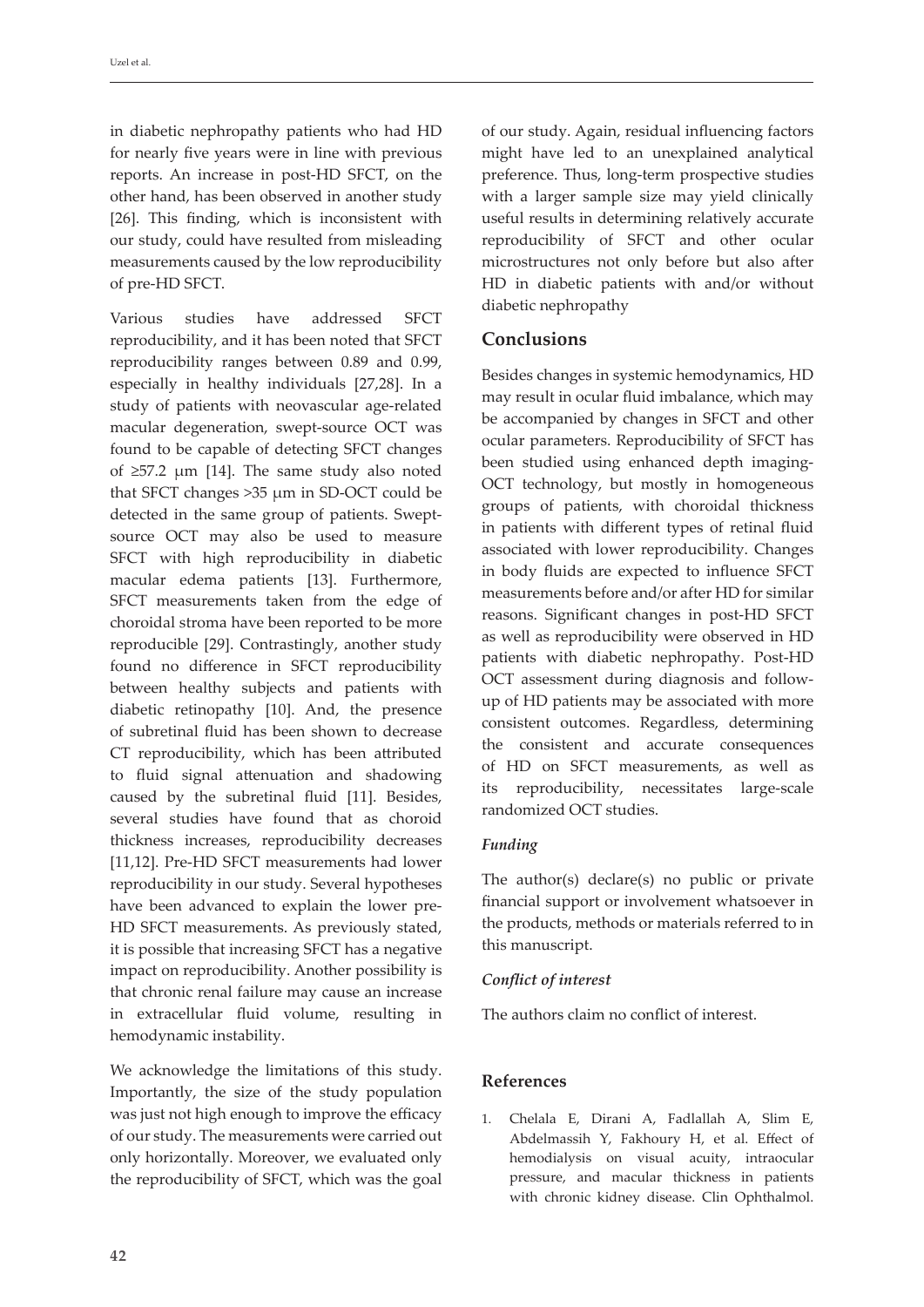in diabetic nephropathy patients who had HD for nearly five years were in line with previous reports. An increase in post-HD SFCT, on the other hand, has been observed in another study [26]. This finding, which is inconsistent with our study, could have resulted from misleading measurements caused by the low reproducibility of pre-HD SFCT.

Various studies have addressed SFCT reproducibility, and it has been noted that SFCT reproducibility ranges between 0.89 and 0.99, especially in healthy individuals [27,28]. In a study of patients with neovascular age-related macular degeneration, swept-source OCT was found to be capable of detecting SFCT changes of ≥57.2 μm [14]. The same study also noted that SFCT changes >35 μm in SD-OCT could be detected in the same group of patients. Swept-source OCT may also be used to measure SFCT with high reproducibility in diabetic macular edema patients [13]. Furthermore, SFCT measurements taken from the edge of choroidal stroma have been reported to be more reproducible [29]. Contrastingly, another study found no difference in SFCT reproducibility between healthy subjects and patients with diabetic retinopathy [10]. And, the presence of subretinal fluid has been shown to decrease CT reproducibility, which has been attributed to fluid signal attenuation and shadowing caused by the subretinal fluid [11]. Besides, several studies have found that as choroid thickness increases, reproducibility decreases [11,12]. Pre-HD SFCT measurements had lower reproducibility in our study. Several hypotheses have been advanced to explain the lower pre-HD SFCT measurements. As previously stated, it is possible that increasing SFCT has a negative impact on reproducibility. Another possibility is that chronic renal failure may cause an increase in extracellular fluid volume, resulting in hemodynamic instability.

We acknowledge the limitations of this study. Importantly, the size of the study population was just not high enough to improve the efficacy of our study. The measurements were carried out only horizontally. Moreover, we evaluated only the reproducibility of SFCT, which was the goal of our study. Again, residual influencing factors might have led to an unexplained analytical preference. Thus, long-term prospective studies with a larger sample size may yield clinically useful results in determining relatively accurate reproducibility of SFCT and other ocular microstructures not only before but also after HD in diabetic patients with and/or without diabetic nephropathy

## Conclusions

Besides changes in systemic hemodynamics, HD may result in ocular fluid imbalance, which may be accompanied by changes in SFCT and other ocular parameters. Reproducibility of SFCT has been studied using enhanced depth imaging-OCT technology, but mostly in homogeneous groups of patients, with choroidal thickness in patients with different types of retinal fluid associated with lower reproducibility. Changes in body fluids are expected to influence SFCT measurements before and/or after HD for similar reasons. Significant changes in post-HD SFCT as well as reproducibility were observed in HD patients with diabetic nephropathy. Post-HD OCT assessment during diagnosis and follow-up of HD patients may be associated with more consistent outcomes. Regardless, determining the consistent and accurate consequences of HD on SFCT measurements, as well as its reproducibility, necessitates large-scale randomized OCT studies.

### *Funding*

The author(s) declare(s) no public or private financial support or involvement whatsoever in the products, methods or materials referred to in this manuscript.

### *Conflict of interest*

The authors claim no conflict of interest.

## References

1. Chelala E, Dirani A, Fadlallah A, Slim E, Abdelmassih Y, Fakhoury H, et al. Effect of hemodialysis on visual acuity, intraocular pressure, and macular thickness in patients with chronic kidney disease. Clin Ophthalmol.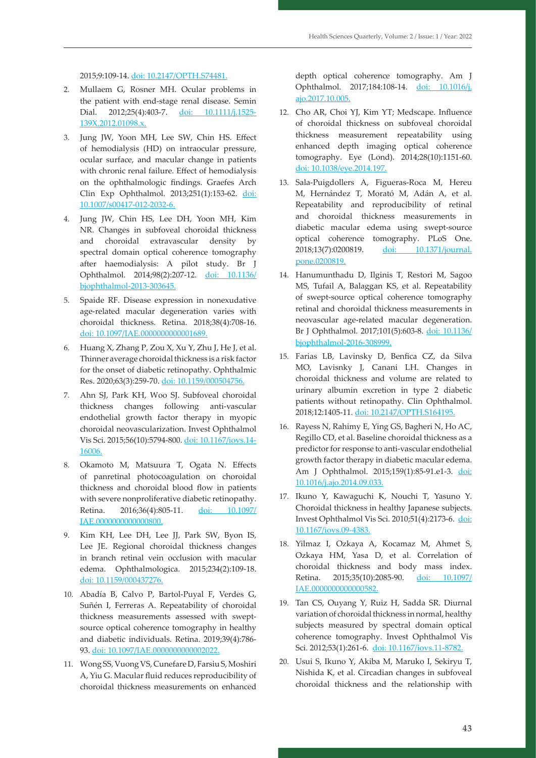2015;9:109-14. doi: 10.2147/OPTH.S74481.

2. Mullaem G, Rosner MH. Ocular problems in the patient with end-stage renal disease. Semin Dial. 2012;25(4):403-7. doi: 10.1111/j.1525-139X.2012.01098.x.
3. Jung JW, Yoon MH, Lee SW, Chin HS. Effect of hemodialysis (HD) on intraocular pressure, ocular surface, and macular change in patients with chronic renal failure. Effect of hemodialysis on the ophthalmologic findings. Graefes Arch Clin Exp Ophthalmol. 2013;251(1):153-62. doi: 10.1007/s00417-012-2032-6.
4. Jung JW, Chin HS, Lee DH, Yoon MH, Kim NR. Changes in subfoveal choroidal thickness and choroidal extravascular density by spectral domain optical coherence tomography after haemodialysis: A pilot study. Br J Ophthalmol. 2014;98(2):207-12. doi: 10.1136/bjophthalmol-2013-303645.
5. Spaide RF. Disease expression in nonexudative age-related macular degeneration varies with choroidal thickness. Retina. 2018;38(4):708-16. doi: 10.1097/IAE.0000000000001689.
6. Huang X, Zhang P, Zou X, Xu Y, Zhu J, He J, et al. Thinner average choroidal thickness is a risk factor for the onset of diabetic retinopathy. Ophthalmic Res. 2020;63(3):259-70. doi: 10.1159/000504756.
7. Ahn SJ, Park KH, Woo SJ. Subfoveal choroidal thickness changes following anti-vascular endothelial growth factor therapy in myopic choroidal neovascularization. Invest Ophthalmol Vis Sci. 2015;56(10):5794-800. doi: 10.1167/iovs.14-16006.
8. Okamoto M, Matsuura T, Ogata N. Effects of panretinal photocoagulation on choroidal thickness and choroidal blood flow in patients with severe nonproliferative diabetic retinopathy. Retina. 2016;36(4):805-11. doi: 10.1097/IAE.0000000000000800.
9. Kim KH, Lee DH, Lee JJ, Park SW, Byon IS, Lee JE. Regional choroidal thickness changes in branch retinal vein occlusion with macular edema. Ophthalmologica. 2015;234(2):109-18. doi: 10.1159/000437276.
10. Abadía B, Calvo P, Bartol-Puyal F, Verdes G, Suñén I, Ferreras A. Repeatability of choroidal thickness measurements assessed with swept-source optical coherence tomography in healthy and diabetic individuals. Retina. 2019;39(4):786-93. doi: 10.1097/IAE.0000000000002022.
11. Wong SS, Vuong VS, Cunefare D, Farsiu S, Moshiri A, Yiu G. Macular fluid reduces reproducibility of choroidal thickness measurements on enhanced depth optical coherence tomography. Am J Ophthalmol. 2017;184:108-14. doi: 10.1016/j.ajo.2017.10.005.
12. Cho AR, Choi YJ, Kim YT; Medscape. Influence of choroidal thickness on subfoveal choroidal thickness measurement repeatability using enhanced depth imaging optical coherence tomography. Eye (Lond). 2014;28(10):1151-60. doi: 10.1038/eye.2014.197.
13. Sala-Puigdollers A, Figueras-Roca M, Hereu M, Hernández T, Morató M, Adán A, et al. Repeatability and reproducibility of retinal and choroidal thickness measurements in diabetic macular edema using swept-source optical coherence tomography. PLoS One. 2018;13(7):0200819. doi: 10.1371/journal.pone.0200819.
14. Hanumunthadu D, Ilginis T, Restori M, Sagoo MS, Tufail A, Balaggan KS, et al. Repeatability of swept-source optical coherence tomography retinal and choroidal thickness measurements in neovascular age-related macular degeneration. Br J Ophthalmol. 2017;101(5):603-8. doi: 10.1136/bjophthalmol-2016-308999.
15. Farias LB, Lavinsky D, Benfica CZ, da Silva MO, Lavisnky J, Canani LH. Changes in choroidal thickness and volume are related to urinary albumin excretion in type 2 diabetic patients without retinopathy. Clin Ophthalmol. 2018;12:1405-11. doi: 10.2147/OPTH.S164195.
16. Rayess N, Rahimy E, Ying GS, Bagheri N, Ho AC, Regillo CD, et al. Baseline choroidal thickness as a predictor for response to anti-vascular endothelial growth factor therapy in diabetic macular edema. Am J Ophthalmol. 2015;159(1):85-91.e1-3. doi: 10.1016/j.ajo.2014.09.033.
17. Ikuno Y, Kawaguchi K, Nouchi T, Yasuno Y. Choroidal thickness in healthy Japanese subjects. Invest Ophthalmol Vis Sci. 2010;51(4):2173-6. doi: 10.1167/iovs.09-4383.
18. Yilmaz I, Ozkaya A, Kocamaz M, Ahmet S, Ozkaya HM, Yasa D, et al. Correlation of choroidal thickness and body mass index. Retina. 2015;35(10):2085-90. doi: 10.1097/IAE.0000000000000582.
19. Tan CS, Ouyang Y, Ruiz H, Sadda SR. Diurnal variation of choroidal thickness in normal, healthy subjects measured by spectral domain optical coherence tomography. Invest Ophthalmol Vis Sci. 2012;53(1):261-6. doi: 10.1167/iovs.11-8782.
20. Usui S, Ikuno Y, Akiba M, Maruko I, Sekiryu T, Nishida K, et al. Circadian changes in subfoveal choroidal thickness and the relationship with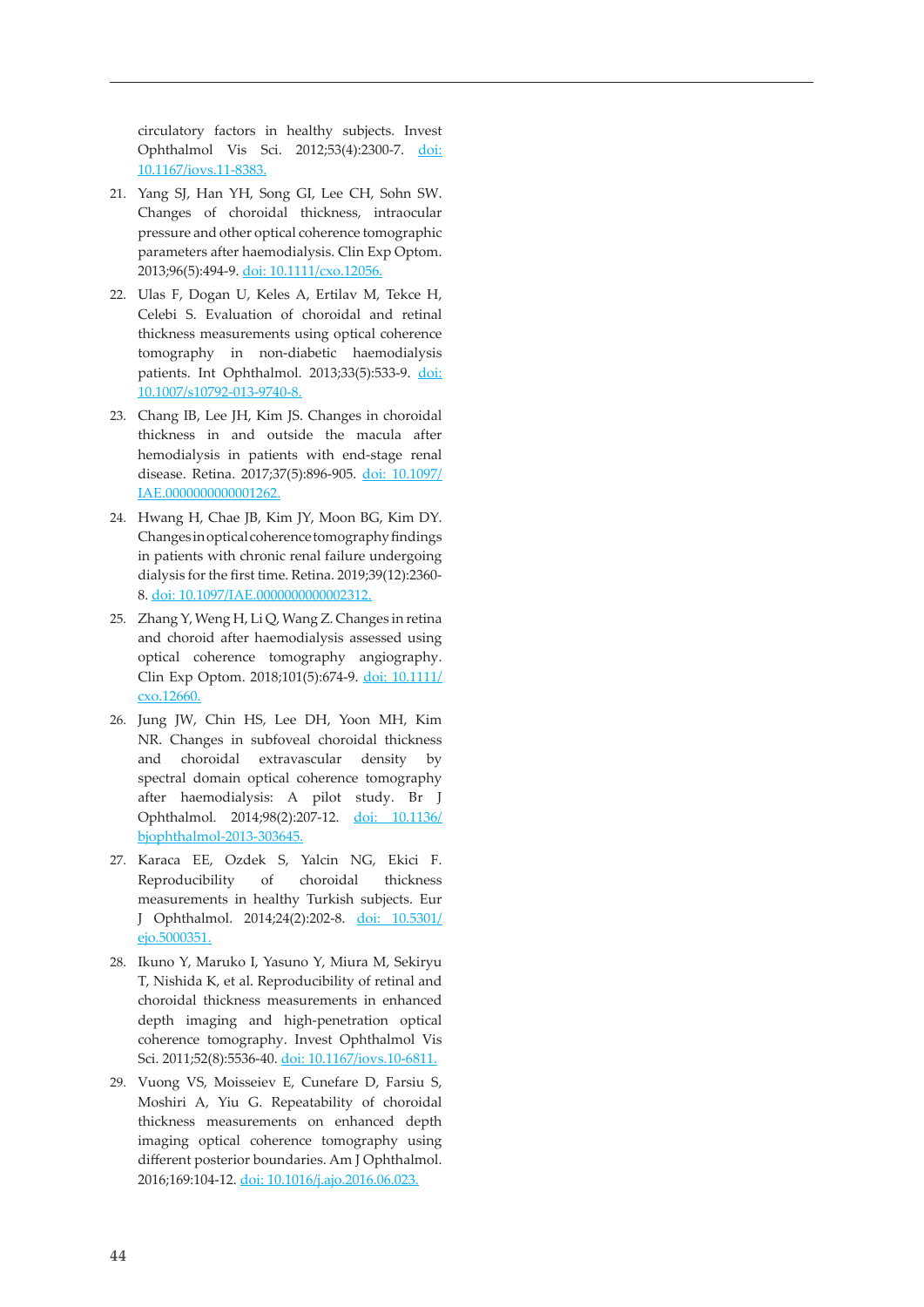circulatory factors in healthy subjects. Invest Ophthalmol Vis Sci. 2012;53(4):2300-7. doi: 10.1167/iovs.11-8383.

21. Yang SJ, Han YH, Song GI, Lee CH, Sohn SW. Changes of choroidal thickness, intraocular pressure and other optical coherence tomographic parameters after haemodialysis. Clin Exp Optom. 2013;96(5):494-9. doi: 10.1111/cxo.12056.
22. Ulas F, Dogan U, Keles A, Ertilav M, Tekce H, Celebi S. Evaluation of choroidal and retinal thickness measurements using optical coherence tomography in non-diabetic haemodialysis patients. Int Ophthalmol. 2013;33(5):533-9. doi: 10.1007/s10792-013-9740-8.
23. Chang IB, Lee JH, Kim JS. Changes in choroidal thickness in and outside the macula after hemodialysis in patients with end-stage renal disease. Retina. 2017;37(5):896-905. doi: 10.1097/IAE.0000000000001262.
24. Hwang H, Chae JB, Kim JY, Moon BG, Kim DY. Changes in optical coherence tomography findings in patients with chronic renal failure undergoing dialysis for the first time. Retina. 2019;39(12):2360-8. doi: 10.1097/IAE.0000000000002312.
25. Zhang Y, Weng H, Li Q, Wang Z. Changes in retina and choroid after haemodialysis assessed using optical coherence tomography angiography. Clin Exp Optom. 2018;101(5):674-9. doi: 10.1111/cxo.12660.
26. Jung JW, Chin HS, Lee DH, Yoon MH, Kim NR. Changes in subfoveal choroidal thickness and choroidal extravascular density by spectral domain optical coherence tomography after haemodialysis: A pilot study. Br J Ophthalmol. 2014;98(2):207-12. doi: 10.1136/bjophthalmol-2013-303645.
27. Karaca EE, Ozdek S, Yalcin NG, Ekici F. Reproducibility of choroidal thickness measurements in healthy Turkish subjects. Eur J Ophthalmol. 2014;24(2):202-8. doi: 10.5301/ejo.5000351.
28. Ikuno Y, Maruko I, Yasuno Y, Miura M, Sekiryu T, Nishida K, et al. Reproducibility of retinal and choroidal thickness measurements in enhanced depth imaging and high-penetration optical coherence tomography. Invest Ophthalmol Vis Sci. 2011;52(8):5536-40. doi: 10.1167/iovs.10-6811.
29. Vuong VS, Moisseiev E, Cunefare D, Farsiu S, Moshiri A, Yiu G. Repeatability of choroidal thickness measurements on enhanced depth imaging optical coherence tomography using different posterior boundaries. Am J Ophthalmol. 2016;169:104-12. doi: 10.1016/j.ajo.2016.06.023.